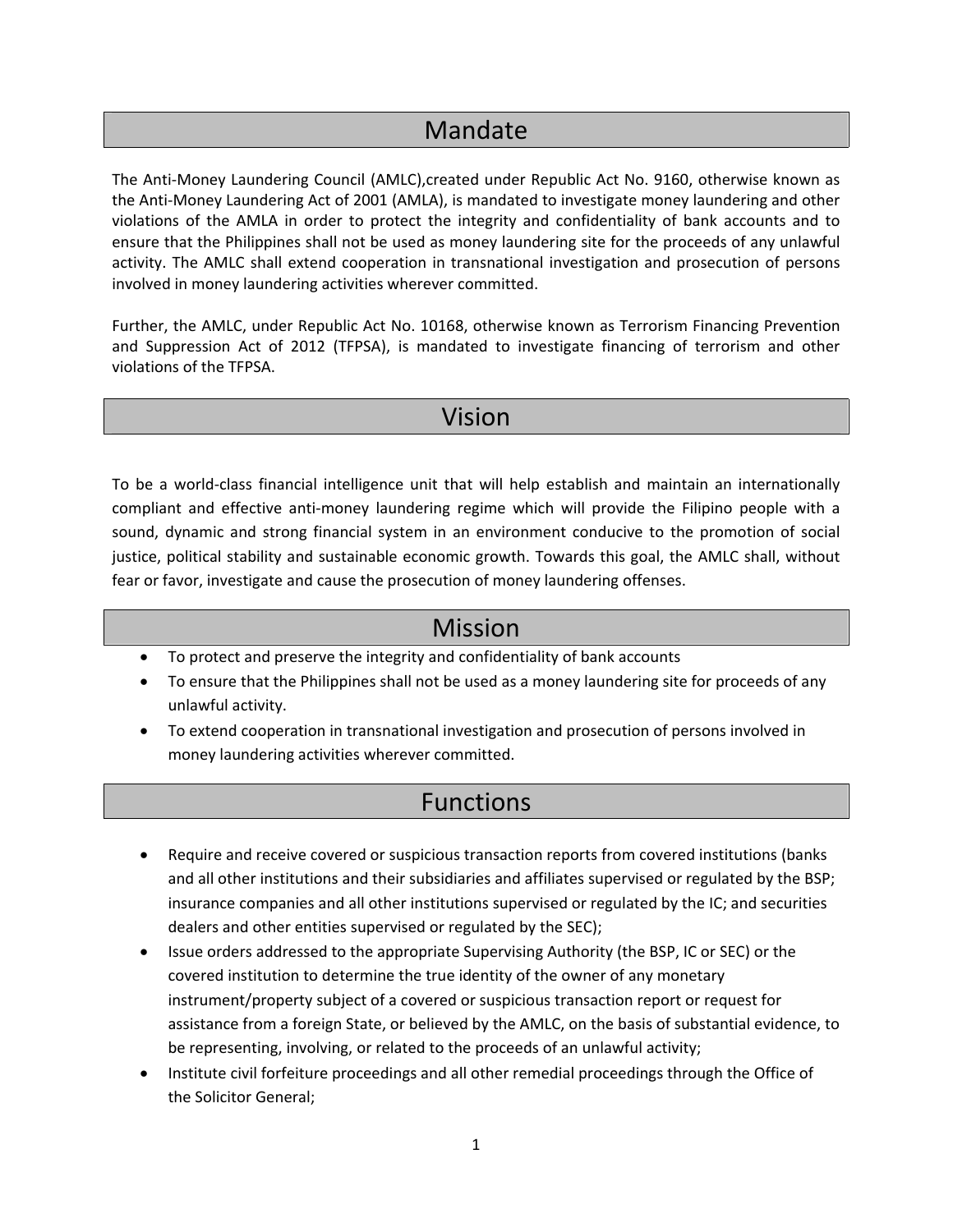## Mandate

The Anti-Money Laundering Council (AMLC),created under Republic Act No. 9160, otherwise known as the Anti-Money Laundering Act of 2001 (AMLA), is mandated to investigate money laundering and other violations of the AMLA in order to protect the integrity and confidentiality of bank accounts and to ensure that the Philippines shall not be used as money laundering site for the proceeds of any unlawful activity. The AMLC shall extend cooperation in transnational investigation and prosecution of persons involved in money laundering activities wherever committed.

Further, the AMLC, under Republic Act No. 10168, otherwise known as Terrorism Financing Prevention and Suppression Act of 2012 (TFPSA), is mandated to investigate financing of terrorism and other violations of the TFPSA.

## Vision

To be a world-class financial intelligence unit that will help establish and maintain an internationally compliant and effective anti-money laundering regime which will provide the Filipino people with a sound, dynamic and strong financial system in an environment conducive to the promotion of social justice, political stability and sustainable economic growth. Towards this goal, the AMLC shall, without fear or favor, investigate and cause the prosecution of money laundering offenses.

## Mission

- To protect and preserve the integrity and confidentiality of bank accounts
- To ensure that the Philippines shall not be used as a money laundering site for proceeds of any unlawful activity.
- To extend cooperation in transnational investigation and prosecution of persons involved in money laundering activities wherever committed.

## Functions

- Require and receive covered or suspicious transaction reports from covered institutions (banks and all other institutions and their subsidiaries and affiliates supervised or regulated by the BSP; insurance companies and all other institutions supervised or regulated by the IC; and securities dealers and other entities supervised or regulated by the SEC);
- Issue orders addressed to the appropriate Supervising Authority (the BSP, IC or SEC) or the covered institution to determine the true identity of the owner of any monetary instrument/property subject of a covered or suspicious transaction report or request for assistance from a foreign State, or believed by the AMLC, on the basis of substantial evidence, to be representing, involving, or related to the proceeds of an unlawful activity;
- Institute civil forfeiture proceedings and all other remedial proceedings through the Office of the Solicitor General;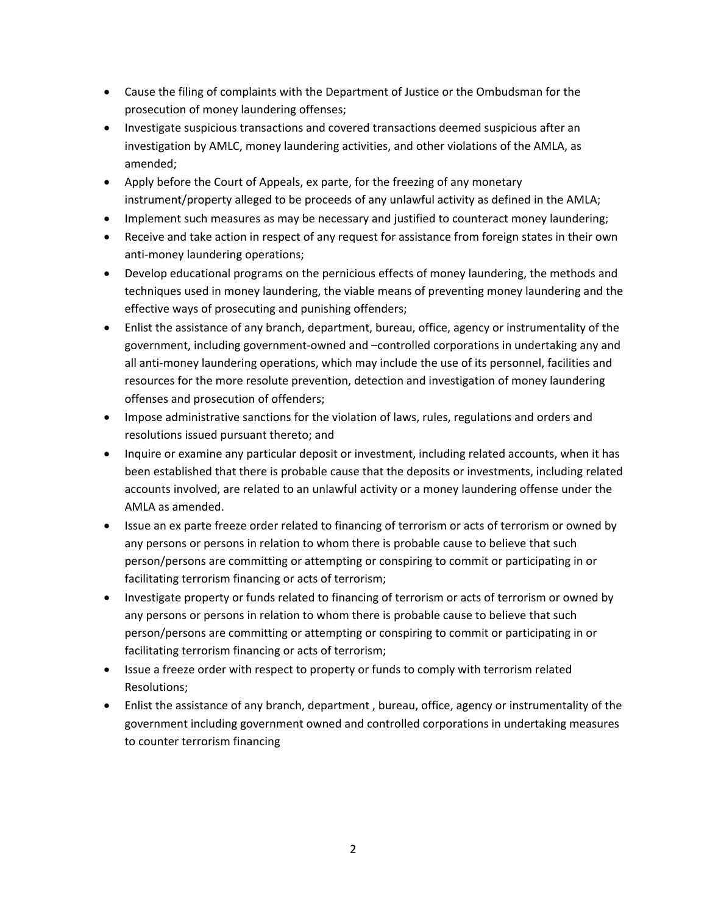- Cause the filing of complaints with the Department of Justice or the Ombudsman for the prosecution of money laundering offenses;
- Investigate suspicious transactions and covered transactions deemed suspicious after an investigation by AMLC, money laundering activities, and other violations of the AMLA, as amended;
- Apply before the Court of Appeals, ex parte, for the freezing of any monetary instrument/property alleged to be proceeds of any unlawful activity as defined in the AMLA;
- Implement such measures as may be necessary and justified to counteract money laundering;
- Receive and take action in respect of any request for assistance from foreign states in their own anti-money laundering operations;
- Develop educational programs on the pernicious effects of money laundering, the methods and techniques used in money laundering, the viable means of preventing money laundering and the effective ways of prosecuting and punishing offenders;
- Enlist the assistance of any branch, department, bureau, office, agency or instrumentality of the government, including government-owned and –controlled corporations in undertaking any and all anti-money laundering operations, which may include the use of its personnel, facilities and resources for the more resolute prevention, detection and investigation of money laundering offenses and prosecution of offenders;
- Impose administrative sanctions for the violation of laws, rules, regulations and orders and resolutions issued pursuant thereto; and
- Inquire or examine any particular deposit or investment, including related accounts, when it has been established that there is probable cause that the deposits or investments, including related accounts involved, are related to an unlawful activity or a money laundering offense under the AMLA as amended.
- Issue an ex parte freeze order related to financing of terrorism or acts of terrorism or owned by any persons or persons in relation to whom there is probable cause to believe that such person/persons are committing or attempting or conspiring to commit or participating in or facilitating terrorism financing or acts of terrorism;
- Investigate property or funds related to financing of terrorism or acts of terrorism or owned by any persons or persons in relation to whom there is probable cause to believe that such person/persons are committing or attempting or conspiring to commit or participating in or facilitating terrorism financing or acts of terrorism;
- Issue a freeze order with respect to property or funds to comply with terrorism related Resolutions;
- Enlist the assistance of any branch, department , bureau, office, agency or instrumentality of the government including government owned and controlled corporations in undertaking measures to counter terrorism financing